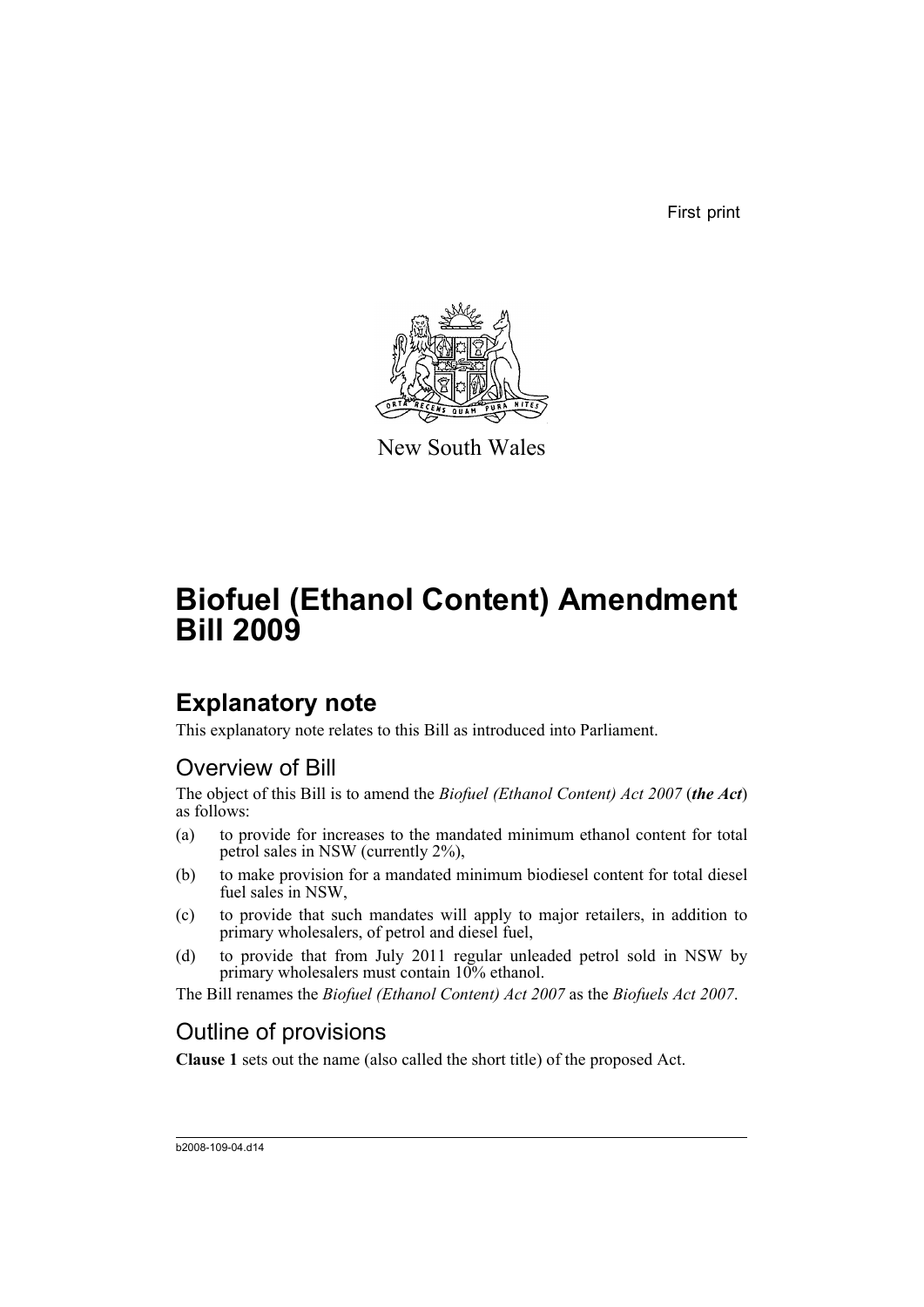First print

New South Wales

# Biofuel (Ethanol Content) Amendment Bill 2009

## Explanatory note

This explanatory note relates to this Bill as introduced into Parliament.

### Overview of Bill

The object of this Bill is to amend the *Biofuel (Ethanol Content) Act 2007* (***the Act***) as follows:

(a) to provide for increases to the mandated minimum ethanol content for total petrol sales in NSW (currently 2%),

(b) to make provision for a mandated minimum biodiesel content for total diesel fuel sales in NSW,

(c) to provide that such mandates will apply to major retailers, in addition to primary wholesalers, of petrol and diesel fuel,

(d) to provide that from July 2011 regular unleaded petrol sold in NSW by primary wholesalers must contain 10% ethanol.

The Bill renames the *Biofuel (Ethanol Content) Act 2007* as the *Biofuels Act 2007*.

### Outline of provisions

**Clause 1** sets out the name (also called the short title) of the proposed Act.

b2008-109-04.d14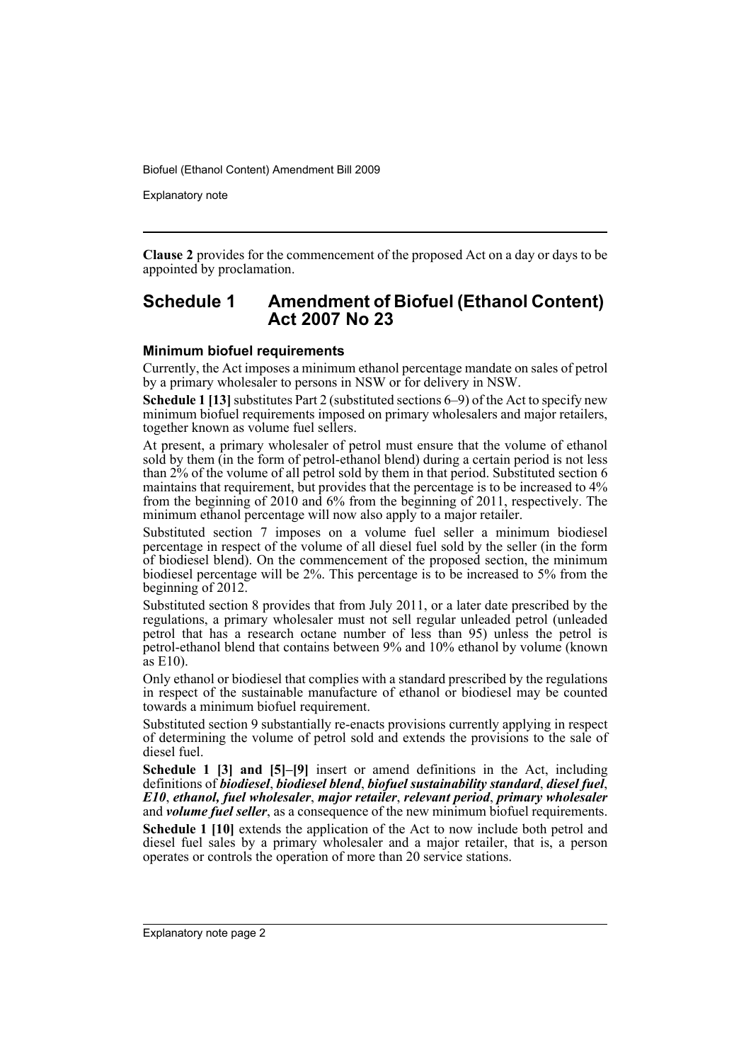**Clause 2** provides for the commencement of the proposed Act on a day or days to be appointed by proclamation.

## Schedule 1 Amendment of Biofuel (Ethanol Content) Act 2007 No 23

### Minimum biofuel requirements

Currently, the Act imposes a minimum ethanol percentage mandate on sales of petrol by a primary wholesaler to persons in NSW or for delivery in NSW.

**Schedule 1 [13]** substitutes Part 2 (substituted sections 6–9) of the Act to specify new minimum biofuel requirements imposed on primary wholesalers and major retailers, together known as volume fuel sellers.

At present, a primary wholesaler of petrol must ensure that the volume of ethanol sold by them (in the form of petrol-ethanol blend) during a certain period is not less than 2% of the volume of all petrol sold by them in that period. Substituted section 6 maintains that requirement, but provides that the percentage is to be increased to 4% from the beginning of 2010 and 6% from the beginning of 2011, respectively. The minimum ethanol percentage will now also apply to a major retailer.

Substituted section 7 imposes on a volume fuel seller a minimum biodiesel percentage in respect of the volume of all diesel fuel sold by the seller (in the form of biodiesel blend). On the commencement of the proposed section, the minimum biodiesel percentage will be 2%. This percentage is to be increased to 5% from the beginning of 2012.

Substituted section 8 provides that from July 2011, or a later date prescribed by the regulations, a primary wholesaler must not sell regular unleaded petrol (unleaded petrol that has a research octane number of less than 95) unless the petrol is petrol-ethanol blend that contains between 9% and 10% ethanol by volume (known as E10).

Only ethanol or biodiesel that complies with a standard prescribed by the regulations in respect of the sustainable manufacture of ethanol or biodiesel may be counted towards a minimum biofuel requirement.

Substituted section 9 substantially re-enacts provisions currently applying in respect of determining the volume of petrol sold and extends the provisions to the sale of diesel fuel.

**Schedule 1 [3] and [5]–[9]** insert or amend definitions in the Act, including definitions of ***biodiesel***, ***biodiesel blend***, ***biofuel sustainability standard***, ***diesel fuel***, ***E10***, ***ethanol, fuel wholesaler***, ***major retailer***, ***relevant period***, ***primary wholesaler*** and ***volume fuel seller***, as a consequence of the new minimum biofuel requirements.

**Schedule 1 [10]** extends the application of the Act to now include both petrol and diesel fuel sales by a primary wholesaler and a major retailer, that is, a person operates or controls the operation of more than 20 service stations.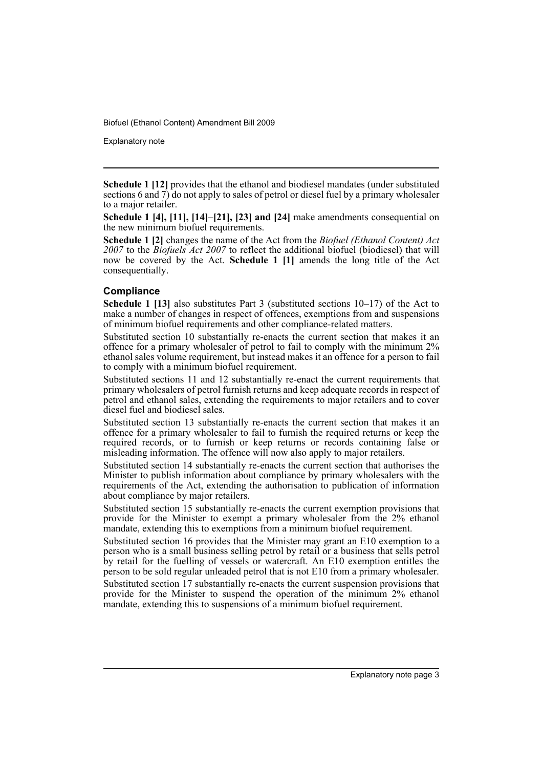**Schedule 1 [12]** provides that the ethanol and biodiesel mandates (under substituted sections 6 and 7) do not apply to sales of petrol or diesel fuel by a primary wholesaler to a major retailer.

**Schedule 1 [4], [11], [14]–[21], [23] and [24]** make amendments consequential on the new minimum biofuel requirements.

**Schedule 1 [2]** changes the name of the Act from the *Biofuel (Ethanol Content) Act 2007* to the *Biofuels Act 2007* to reflect the additional biofuel (biodiesel) that will now be covered by the Act. **Schedule 1 [1]** amends the long title of the Act consequentially.

### Compliance

**Schedule 1 [13]** also substitutes Part 3 (substituted sections 10–17) of the Act to make a number of changes in respect of offences, exemptions from and suspensions of minimum biofuel requirements and other compliance-related matters.

Substituted section 10 substantially re-enacts the current section that makes it an offence for a primary wholesaler of petrol to fail to comply with the minimum 2% ethanol sales volume requirement, but instead makes it an offence for a person to fail to comply with a minimum biofuel requirement.

Substituted sections 11 and 12 substantially re-enact the current requirements that primary wholesalers of petrol furnish returns and keep adequate records in respect of petrol and ethanol sales, extending the requirements to major retailers and to cover diesel fuel and biodiesel sales.

Substituted section 13 substantially re-enacts the current section that makes it an offence for a primary wholesaler to fail to furnish the required returns or keep the required records, or to furnish or keep returns or records containing false or misleading information. The offence will now also apply to major retailers.

Substituted section 14 substantially re-enacts the current section that authorises the Minister to publish information about compliance by primary wholesalers with the requirements of the Act, extending the authorisation to publication of information about compliance by major retailers.

Substituted section 15 substantially re-enacts the current exemption provisions that provide for the Minister to exempt a primary wholesaler from the 2% ethanol mandate, extending this to exemptions from a minimum biofuel requirement.

Substituted section 16 provides that the Minister may grant an E10 exemption to a person who is a small business selling petrol by retail or a business that sells petrol by retail for the fuelling of vessels or watercraft. An E10 exemption entitles the person to be sold regular unleaded petrol that is not E10 from a primary wholesaler.

Substituted section 17 substantially re-enacts the current suspension provisions that provide for the Minister to suspend the operation of the minimum 2% ethanol mandate, extending this to suspensions of a minimum biofuel requirement.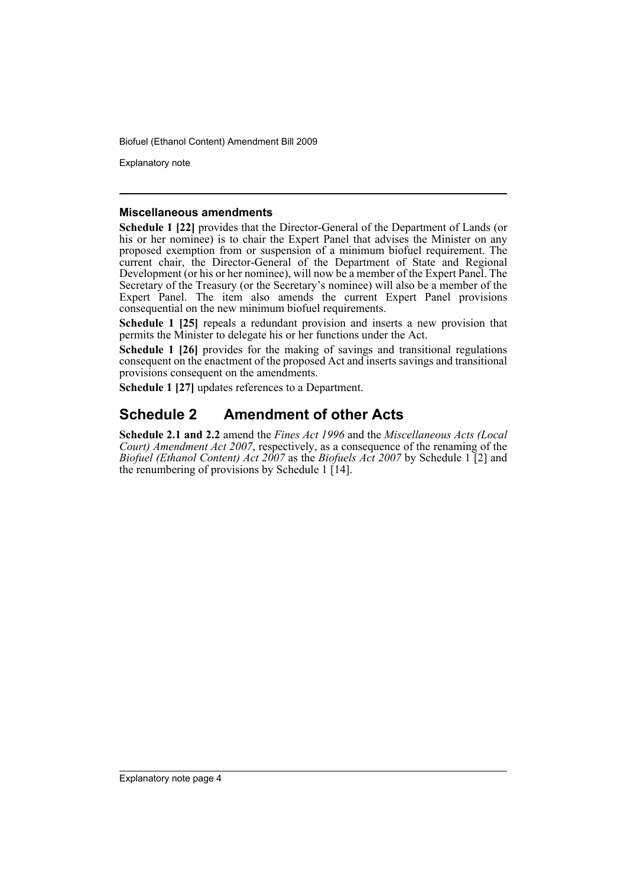### Miscellaneous amendments

**Schedule 1 [22]** provides that the Director-General of the Department of Lands (or his or her nominee) is to chair the Expert Panel that advises the Minister on any proposed exemption from or suspension of a minimum biofuel requirement. The current chair, the Director-General of the Department of State and Regional Development (or his or her nominee), will now be a member of the Expert Panel. The Secretary of the Treasury (or the Secretary's nominee) will also be a member of the Expert Panel. The item also amends the current Expert Panel provisions consequential on the new minimum biofuel requirements.

**Schedule 1 [25]** repeals a redundant provision and inserts a new provision that permits the Minister to delegate his or her functions under the Act.

**Schedule 1 [26]** provides for the making of savings and transitional regulations consequent on the enactment of the proposed Act and inserts savings and transitional provisions consequent on the amendments.

**Schedule 1 [27]** updates references to a Department.

## Schedule 2 Amendment of other Acts

**Schedule 2.1 and 2.2** amend the *Fines Act 1996* and the *Miscellaneous Acts (Local Court) Amendment Act 2007*, respectively, as a consequence of the renaming of the *Biofuel (Ethanol Content) Act 2007* as the *Biofuels Act 2007* by Schedule 1 [2] and the renumbering of provisions by Schedule 1 [14].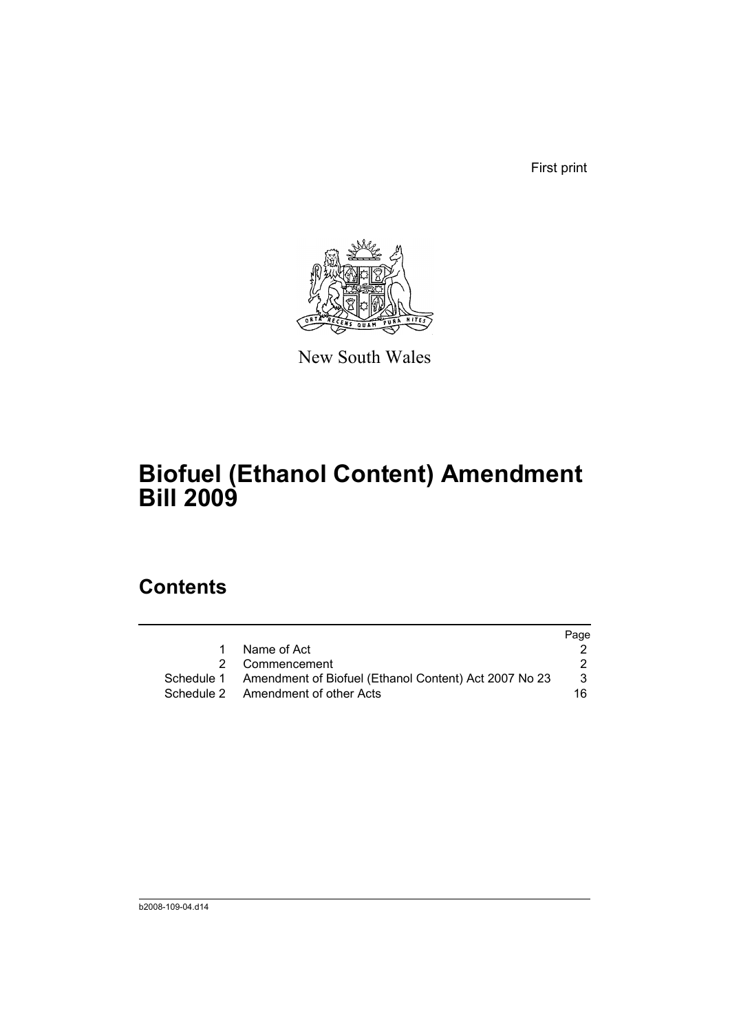First print

New South Wales

# Biofuel (Ethanol Content) Amendment Bill 2009

## Contents

| | | Page |
|---|---|---|
| 1 | Name of Act | 2 |
| 2 | Commencement | 2 |
| Schedule 1 | Amendment of Biofuel (Ethanol Content) Act 2007 No 23 | 3 |
| Schedule 2 | Amendment of other Acts | 16 |

b2008-109-04.d14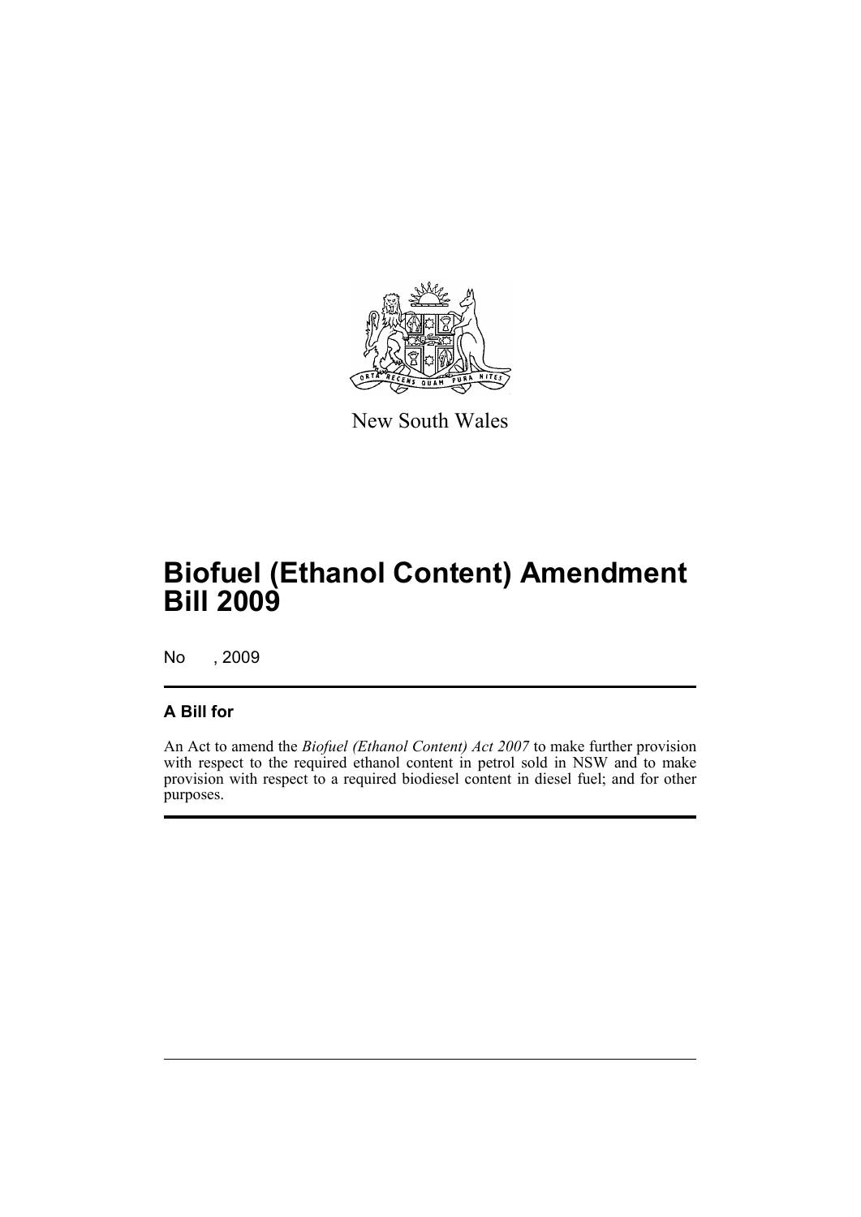New South Wales

# Biofuel (Ethanol Content) Amendment Bill 2009

No , 2009

## A Bill for

An Act to amend the *Biofuel (Ethanol Content) Act 2007* to make further provision with respect to the required ethanol content in petrol sold in NSW and to make provision with respect to a required biodiesel content in diesel fuel; and for other purposes.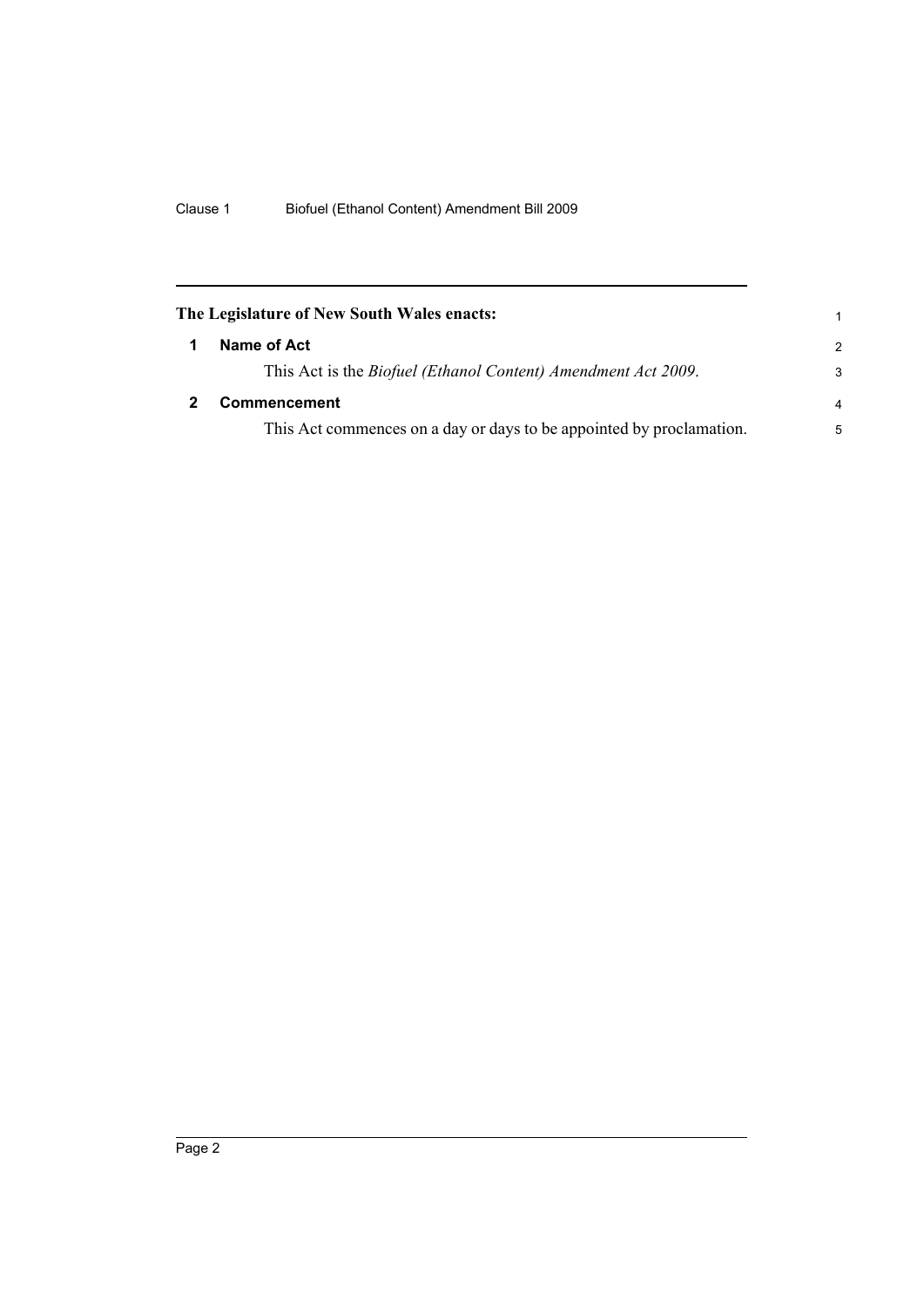**The Legislature of New South Wales enacts:**

## 1 Name of Act

This Act is the *Biofuel (Ethanol Content) Amendment Act 2009*.

## 2 Commencement

This Act commences on a day or days to be appointed by proclamation.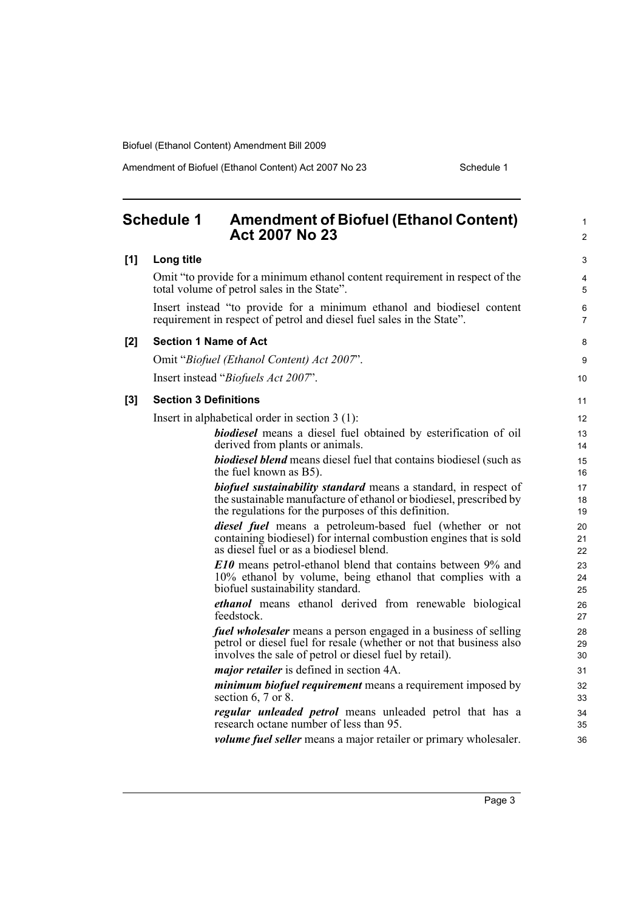# Schedule 1 Amendment of Biofuel (Ethanol Content) Act 2007 No 23

**[1] Long title**

Omit "to provide for a minimum ethanol content requirement in respect of the total volume of petrol sales in the State".

Insert instead "to provide for a minimum ethanol and biodiesel content requirement in respect of petrol and diesel fuel sales in the State".

**[2] Section 1 Name of Act**

Omit "*Biofuel (Ethanol Content) Act 2007*".

Insert instead "*Biofuels Act 2007*".

**[3] Section 3 Definitions**

Insert in alphabetical order in section 3 (1):

> ***biodiesel*** means a diesel fuel obtained by esterification of oil derived from plants or animals.
>
> ***biodiesel blend*** means diesel fuel that contains biodiesel (such as the fuel known as B5).
>
> ***biofuel sustainability standard*** means a standard, in respect of the sustainable manufacture of ethanol or biodiesel, prescribed by the regulations for the purposes of this definition.
>
> ***diesel fuel*** means a petroleum-based fuel (whether or not containing biodiesel) for internal combustion engines that is sold as diesel fuel or as a biodiesel blend.
>
> ***E10*** means petrol-ethanol blend that contains between 9% and 10% ethanol by volume, being ethanol that complies with a biofuel sustainability standard.
>
> ***ethanol*** means ethanol derived from renewable biological feedstock.
>
> ***fuel wholesaler*** means a person engaged in a business of selling petrol or diesel fuel for resale (whether or not that business also involves the sale of petrol or diesel fuel by retail).
>
> ***major retailer*** is defined in section 4A.
>
> ***minimum biofuel requirement*** means a requirement imposed by section 6, 7 or 8.
>
> ***regular unleaded petrol*** means unleaded petrol that has a research octane number of less than 95.
>
> ***volume fuel seller*** means a major retailer or primary wholesaler.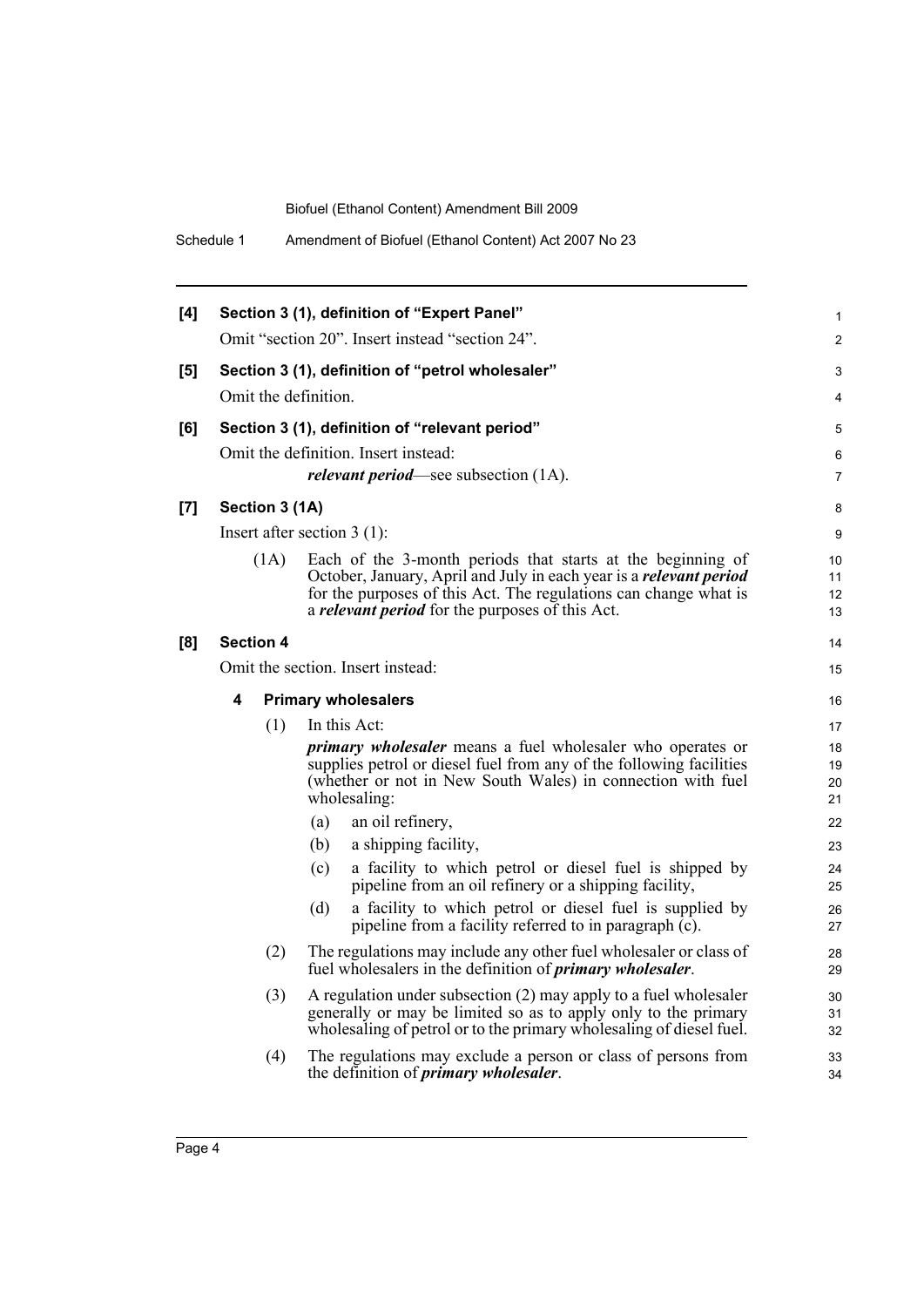**[4] Section 3 (1), definition of "Expert Panel"**

Omit "section 20". Insert instead "section 24".

**[5] Section 3 (1), definition of "petrol wholesaler"**

Omit the definition.

**[6] Section 3 (1), definition of "relevant period"**

Omit the definition. Insert instead:

***relevant period***—see subsection (1A).

**[7] Section 3 (1A)**

Insert after section 3 (1):

(1A) Each of the 3-month periods that starts at the beginning of October, January, April and July in each year is a ***relevant period*** for the purposes of this Act. The regulations can change what is a ***relevant period*** for the purposes of this Act.

**[8] Section 4**

Omit the section. Insert instead:

**4 Primary wholesalers**

(1) In this Act:

***primary wholesaler*** means a fuel wholesaler who operates or supplies petrol or diesel fuel from any of the following facilities (whether or not in New South Wales) in connection with fuel wholesaling:

(a) an oil refinery,

(b) a shipping facility,

(c) a facility to which petrol or diesel fuel is shipped by pipeline from an oil refinery or a shipping facility,

(d) a facility to which petrol or diesel fuel is supplied by pipeline from a facility referred to in paragraph (c).

(2) The regulations may include any other fuel wholesaler or class of fuel wholesalers in the definition of ***primary wholesaler***.

(3) A regulation under subsection (2) may apply to a fuel wholesaler generally or may be limited so as to apply only to the primary wholesaling of petrol or to the primary wholesaling of diesel fuel.

(4) The regulations may exclude a person or class of persons from the definition of ***primary wholesaler***.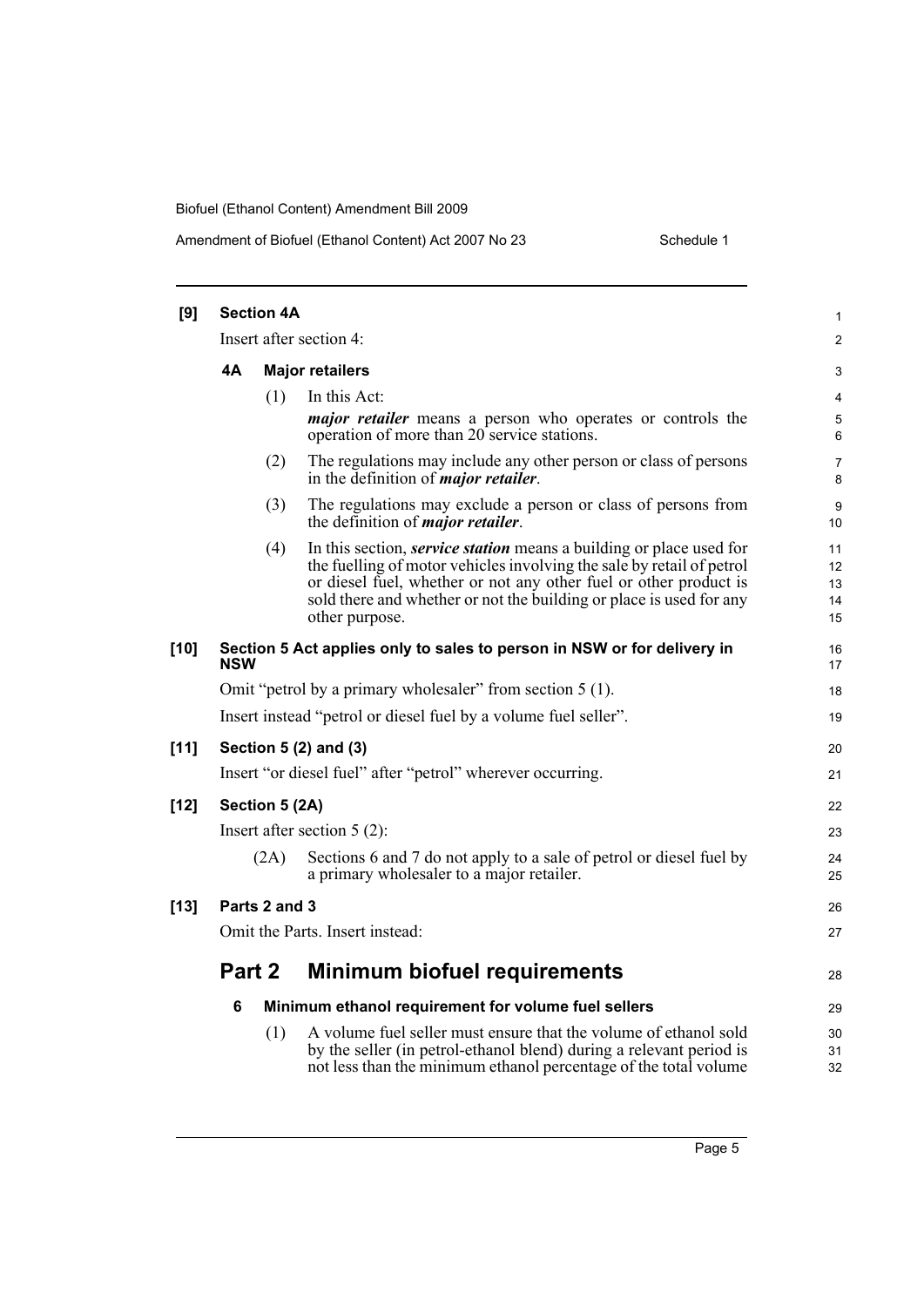**[9] Section 4A**

Insert after section 4:

**4A Major retailers**

(1) In this Act:

***major retailer*** means a person who operates or controls the operation of more than 20 service stations.

(2) The regulations may include any other person or class of persons in the definition of ***major retailer***.

(3) The regulations may exclude a person or class of persons from the definition of ***major retailer***.

(4) In this section, ***service station*** means a building or place used for the fuelling of motor vehicles involving the sale by retail of petrol or diesel fuel, whether or not any other fuel or other product is sold there and whether or not the building or place is used for any other purpose.

**[10] Section 5 Act applies only to sales to person in NSW or for delivery in NSW**

Omit "petrol by a primary wholesaler" from section 5 (1).

Insert instead "petrol or diesel fuel by a volume fuel seller".

**[11] Section 5 (2) and (3)**

Insert "or diesel fuel" after "petrol" wherever occurring.

**[12] Section 5 (2A)**

Insert after section 5 (2):

(2A) Sections 6 and 7 do not apply to a sale of petrol or diesel fuel by a primary wholesaler to a major retailer.

**[13] Parts 2 and 3**

Omit the Parts. Insert instead:

## Part 2 Minimum biofuel requirements

**6 Minimum ethanol requirement for volume fuel sellers**

(1) A volume fuel seller must ensure that the volume of ethanol sold by the seller (in petrol-ethanol blend) during a relevant period is not less than the minimum ethanol percentage of the total volume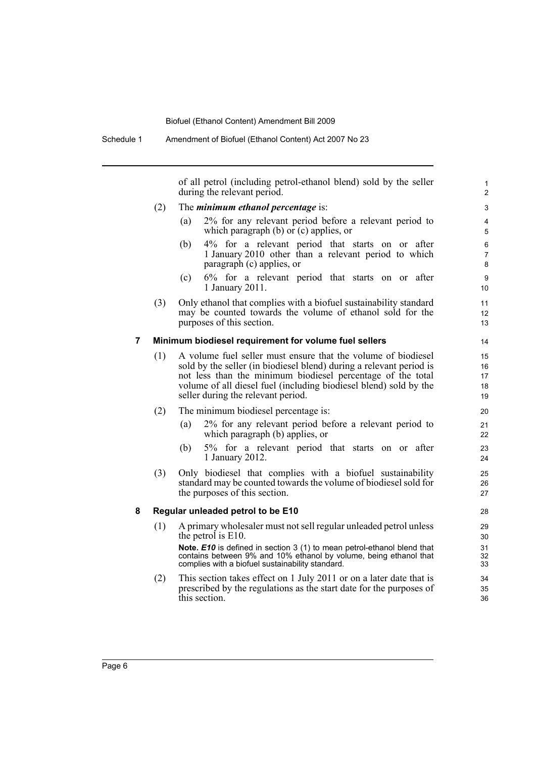of all petrol (including petrol-ethanol blend) sold by the seller during the relevant period.

(2) The ***minimum ethanol percentage*** is:

(a) 2% for any relevant period before a relevant period to which paragraph (b) or (c) applies, or

(b) 4% for a relevant period that starts on or after 1 January 2010 other than a relevant period to which paragraph (c) applies, or

(c) 6% for a relevant period that starts on or after 1 January 2011.

(3) Only ethanol that complies with a biofuel sustainability standard may be counted towards the volume of ethanol sold for the purposes of this section.

### 7 Minimum biodiesel requirement for volume fuel sellers

(1) A volume fuel seller must ensure that the volume of biodiesel sold by the seller (in biodiesel blend) during a relevant period is not less than the minimum biodiesel percentage of the total volume of all diesel fuel (including biodiesel blend) sold by the seller during the relevant period.

(2) The minimum biodiesel percentage is:

(a) 2% for any relevant period before a relevant period to which paragraph (b) applies, or

(b) 5% for a relevant period that starts on or after 1 January 2012.

(3) Only biodiesel that complies with a biofuel sustainability standard may be counted towards the volume of biodiesel sold for the purposes of this section.

### 8 Regular unleaded petrol to be E10

(1) A primary wholesaler must not sell regular unleaded petrol unless the petrol is E10.

**Note.** ***E10*** is defined in section 3 (1) to mean petrol-ethanol blend that contains between 9% and 10% ethanol by volume, being ethanol that complies with a biofuel sustainability standard.

(2) This section takes effect on 1 July 2011 or on a later date that is prescribed by the regulations as the start date for the purposes of this section.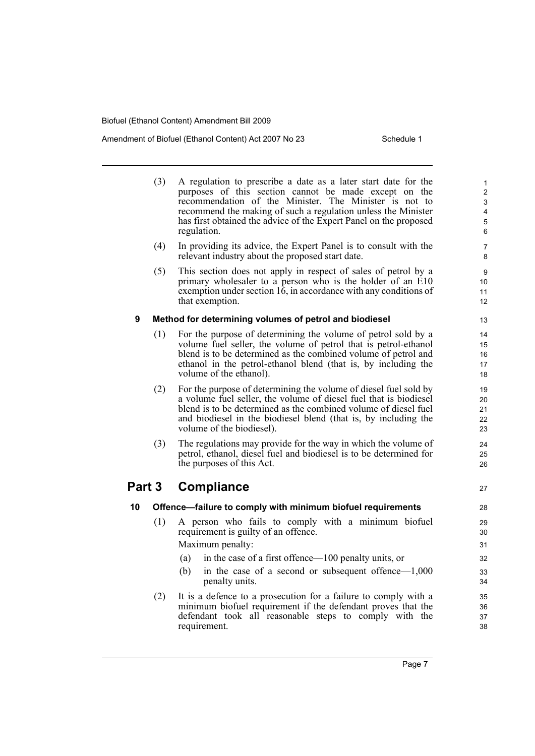(3) A regulation to prescribe a date as a later start date for the purposes of this section cannot be made except on the recommendation of the Minister. The Minister is not to recommend the making of such a regulation unless the Minister has first obtained the advice of the Expert Panel on the proposed regulation.

(4) In providing its advice, the Expert Panel is to consult with the relevant industry about the proposed start date.

(5) This section does not apply in respect of sales of petrol by a primary wholesaler to a person who is the holder of an E10 exemption under section 16, in accordance with any conditions of that exemption.

### 9 Method for determining volumes of petrol and biodiesel

(1) For the purpose of determining the volume of petrol sold by a volume fuel seller, the volume of petrol that is petrol-ethanol blend is to be determined as the combined volume of petrol and ethanol in the petrol-ethanol blend (that is, by including the volume of the ethanol).

(2) For the purpose of determining the volume of diesel fuel sold by a volume fuel seller, the volume of diesel fuel that is biodiesel blend is to be determined as the combined volume of diesel fuel and biodiesel in the biodiesel blend (that is, by including the volume of the biodiesel).

(3) The regulations may provide for the way in which the volume of petrol, ethanol, diesel fuel and biodiesel is to be determined for the purposes of this Act.

## Part 3 Compliance

### 10 Offence—failure to comply with minimum biofuel requirements

(1) A person who fails to comply with a minimum biofuel requirement is guilty of an offence.

Maximum penalty:

(a) in the case of a first offence—100 penalty units, or

(b) in the case of a second or subsequent offence—1,000 penalty units.

(2) It is a defence to a prosecution for a failure to comply with a minimum biofuel requirement if the defendant proves that the defendant took all reasonable steps to comply with the requirement.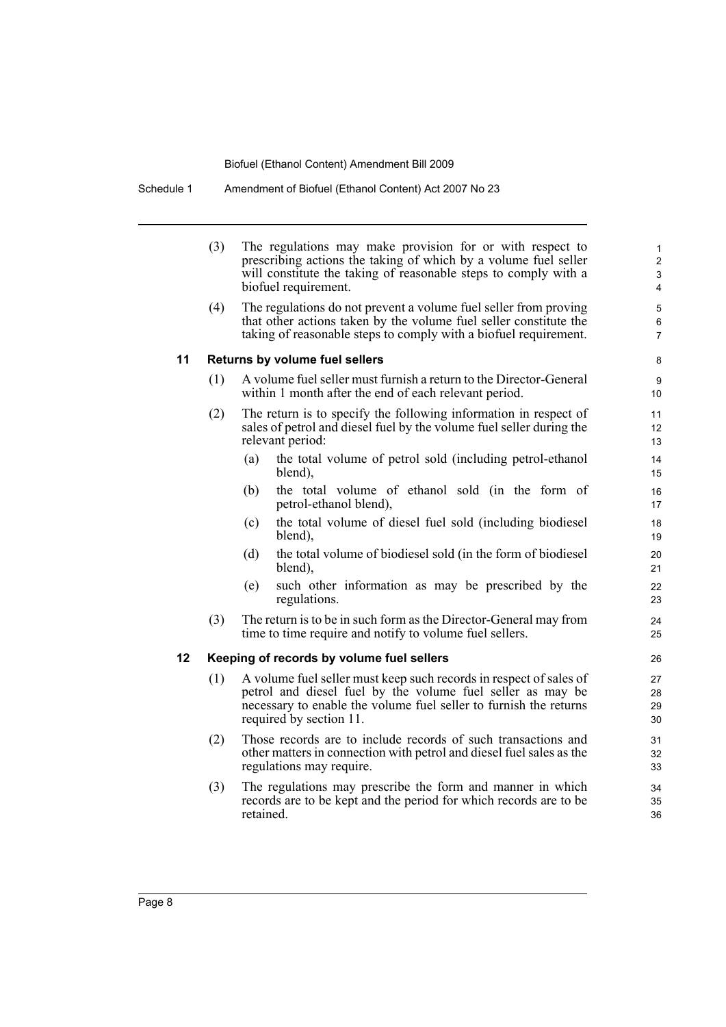(3) The regulations may make provision for or with respect to prescribing actions the taking of which by a volume fuel seller will constitute the taking of reasonable steps to comply with a biofuel requirement.

(4) The regulations do not prevent a volume fuel seller from proving that other actions taken by the volume fuel seller constitute the taking of reasonable steps to comply with a biofuel requirement.

### 11 Returns by volume fuel sellers

(1) A volume fuel seller must furnish a return to the Director-General within 1 month after the end of each relevant period.

(2) The return is to specify the following information in respect of sales of petrol and diesel fuel by the volume fuel seller during the relevant period:

- (a) the total volume of petrol sold (including petrol-ethanol blend),
- (b) the total volume of ethanol sold (in the form of petrol-ethanol blend),
- (c) the total volume of diesel fuel sold (including biodiesel blend),
- (d) the total volume of biodiesel sold (in the form of biodiesel blend),
- (e) such other information as may be prescribed by the regulations.

(3) The return is to be in such form as the Director-General may from time to time require and notify to volume fuel sellers.

### 12 Keeping of records by volume fuel sellers

(1) A volume fuel seller must keep such records in respect of sales of petrol and diesel fuel by the volume fuel seller as may be necessary to enable the volume fuel seller to furnish the returns required by section 11.

(2) Those records are to include records of such transactions and other matters in connection with petrol and diesel fuel sales as the regulations may require.

(3) The regulations may prescribe the form and manner in which records are to be kept and the period for which records are to be retained.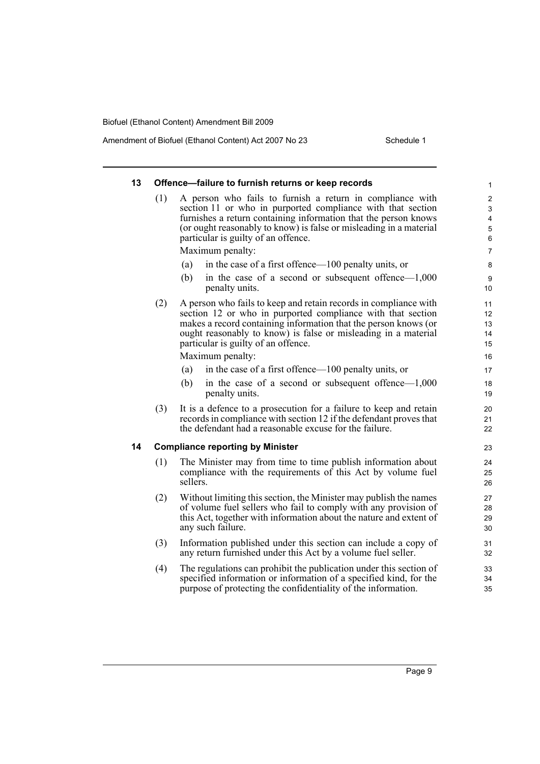### 13 Offence—failure to furnish returns or keep records

(1) A person who fails to furnish a return in compliance with section 11 or who in purported compliance with that section furnishes a return containing information that the person knows (or ought reasonably to know) is false or misleading in a material particular is guilty of an offence.

Maximum penalty:

(a) in the case of a first offence—100 penalty units, or

(b) in the case of a second or subsequent offence—1,000 penalty units.

(2) A person who fails to keep and retain records in compliance with section 12 or who in purported compliance with that section makes a record containing information that the person knows (or ought reasonably to know) is false or misleading in a material particular is guilty of an offence.

Maximum penalty:

(a) in the case of a first offence—100 penalty units, or

(b) in the case of a second or subsequent offence—1,000 penalty units.

(3) It is a defence to a prosecution for a failure to keep and retain records in compliance with section 12 if the defendant proves that the defendant had a reasonable excuse for the failure.

### 14 Compliance reporting by Minister

(1) The Minister may from time to time publish information about compliance with the requirements of this Act by volume fuel sellers.

(2) Without limiting this section, the Minister may publish the names of volume fuel sellers who fail to comply with any provision of this Act, together with information about the nature and extent of any such failure.

(3) Information published under this section can include a copy of any return furnished under this Act by a volume fuel seller.

(4) The regulations can prohibit the publication under this section of specified information or information of a specified kind, for the purpose of protecting the confidentiality of the information.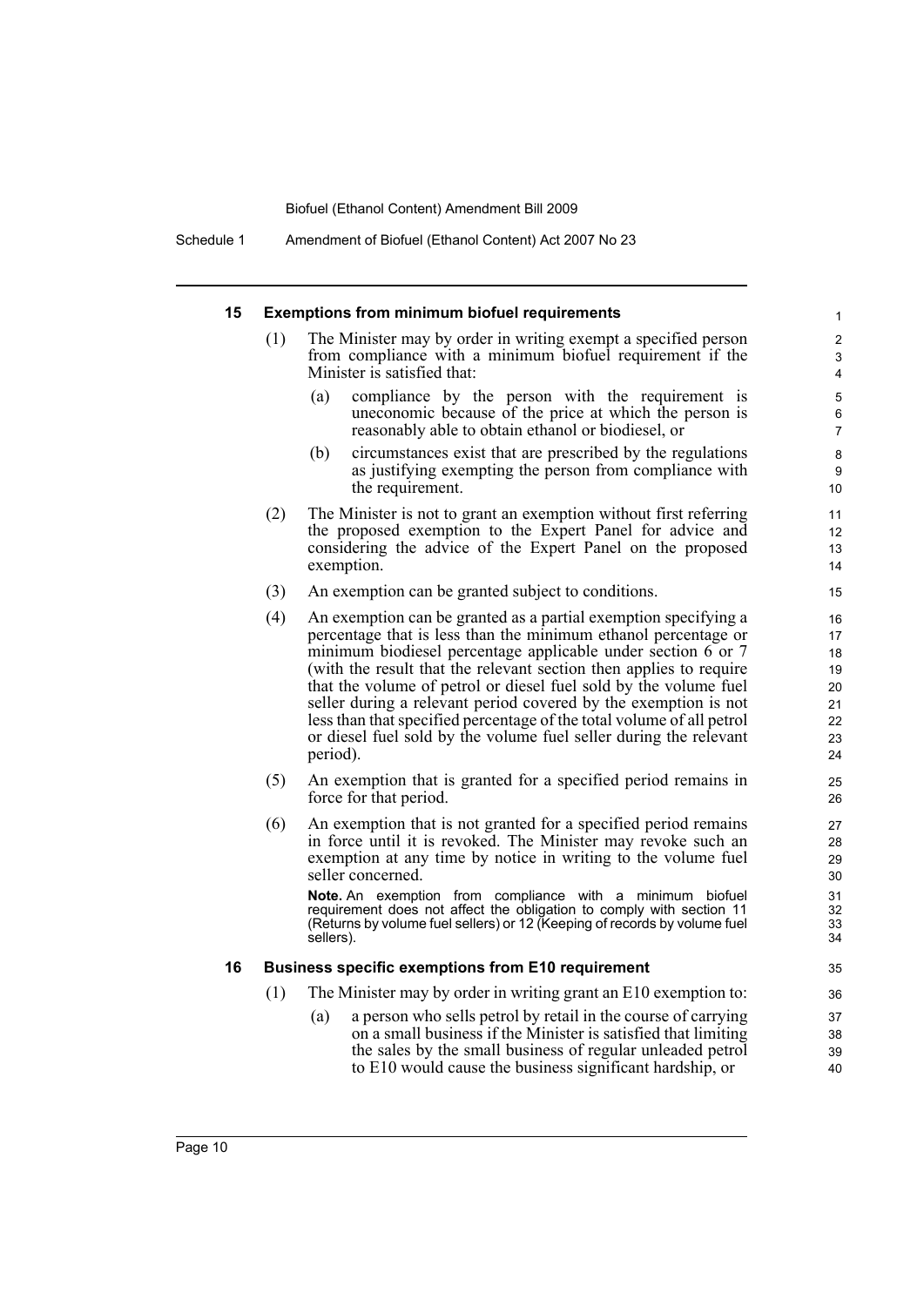### 15 Exemptions from minimum biofuel requirements

(1) The Minister may by order in writing exempt a specified person from compliance with a minimum biofuel requirement if the Minister is satisfied that:

(a) compliance by the person with the requirement is uneconomic because of the price at which the person is reasonably able to obtain ethanol or biodiesel, or

(b) circumstances exist that are prescribed by the regulations as justifying exempting the person from compliance with the requirement.

(2) The Minister is not to grant an exemption without first referring the proposed exemption to the Expert Panel for advice and considering the advice of the Expert Panel on the proposed exemption.

(3) An exemption can be granted subject to conditions.

(4) An exemption can be granted as a partial exemption specifying a percentage that is less than the minimum ethanol percentage or minimum biodiesel percentage applicable under section 6 or 7 (with the result that the relevant section then applies to require that the volume of petrol or diesel fuel sold by the volume fuel seller during a relevant period covered by the exemption is not less than that specified percentage of the total volume of all petrol or diesel fuel sold by the volume fuel seller during the relevant period).

(5) An exemption that is granted for a specified period remains in force for that period.

(6) An exemption that is not granted for a specified period remains in force until it is revoked. The Minister may revoke such an exemption at any time by notice in writing to the volume fuel seller concerned.

**Note.** An exemption from compliance with a minimum biofuel requirement does not affect the obligation to comply with section 11 (Returns by volume fuel sellers) or 12 (Keeping of records by volume fuel sellers).

### 16 Business specific exemptions from E10 requirement

(1) The Minister may by order in writing grant an E10 exemption to:

(a) a person who sells petrol by retail in the course of carrying on a small business if the Minister is satisfied that limiting the sales by the small business of regular unleaded petrol to E10 would cause the business significant hardship, or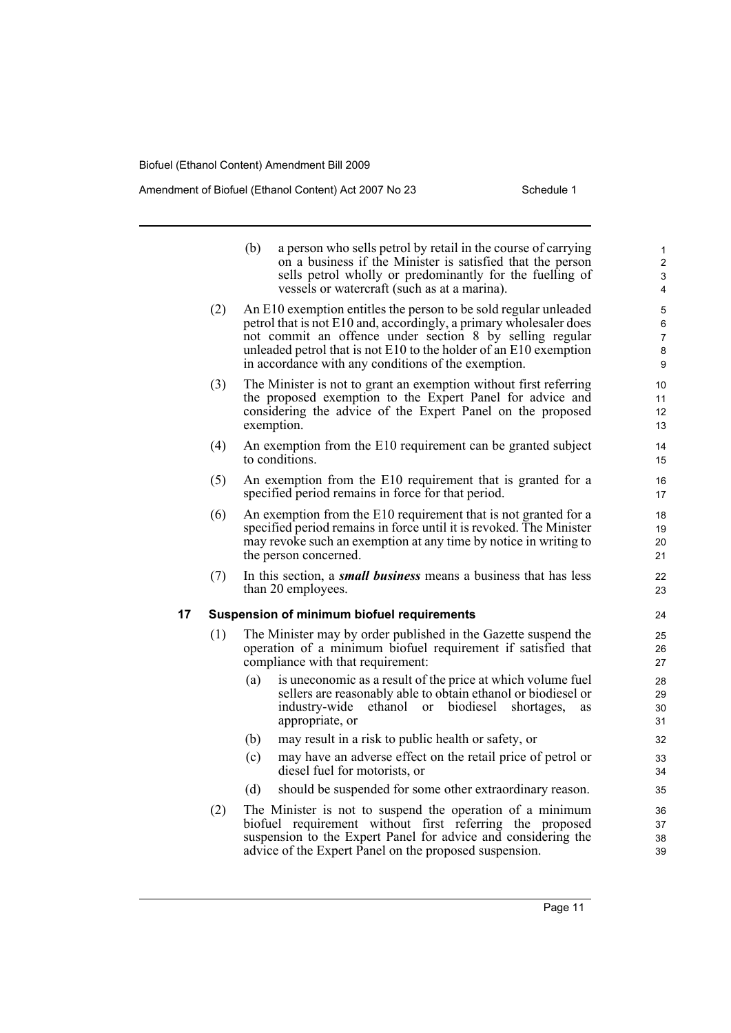(b) a person who sells petrol by retail in the course of carrying on a business if the Minister is satisfied that the person sells petrol wholly or predominantly for the fuelling of vessels or watercraft (such as at a marina).

(2) An E10 exemption entitles the person to be sold regular unleaded petrol that is not E10 and, accordingly, a primary wholesaler does not commit an offence under section 8 by selling regular unleaded petrol that is not E10 to the holder of an E10 exemption in accordance with any conditions of the exemption.

(3) The Minister is not to grant an exemption without first referring the proposed exemption to the Expert Panel for advice and considering the advice of the Expert Panel on the proposed exemption.

(4) An exemption from the E10 requirement can be granted subject to conditions.

(5) An exemption from the E10 requirement that is granted for a specified period remains in force for that period.

(6) An exemption from the E10 requirement that is not granted for a specified period remains in force until it is revoked. The Minister may revoke such an exemption at any time by notice in writing to the person concerned.

(7) In this section, a ***small business*** means a business that has less than 20 employees.

### 17 Suspension of minimum biofuel requirements

(1) The Minister may by order published in the Gazette suspend the operation of a minimum biofuel requirement if satisfied that compliance with that requirement:

(a) is uneconomic as a result of the price at which volume fuel sellers are reasonably able to obtain ethanol or biodiesel or industry-wide ethanol or biodiesel shortages, as appropriate, or

(b) may result in a risk to public health or safety, or

(c) may have an adverse effect on the retail price of petrol or diesel fuel for motorists, or

(d) should be suspended for some other extraordinary reason.

(2) The Minister is not to suspend the operation of a minimum biofuel requirement without first referring the proposed suspension to the Expert Panel for advice and considering the advice of the Expert Panel on the proposed suspension.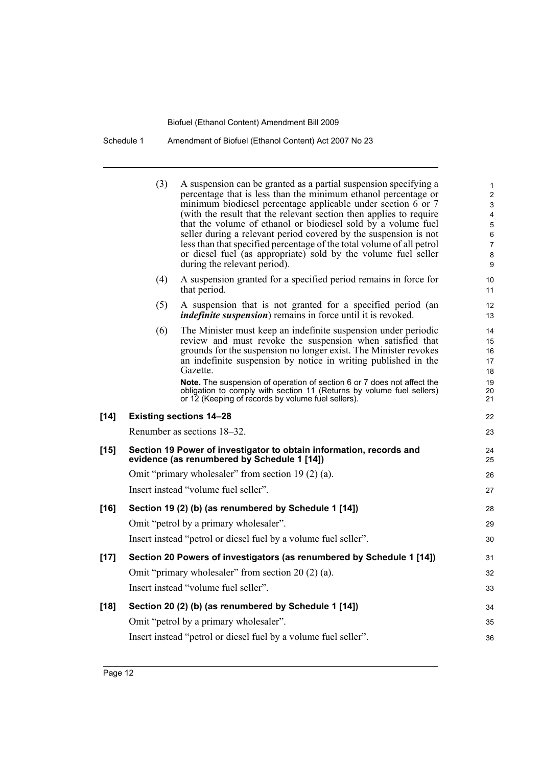(3) A suspension can be granted as a partial suspension specifying a percentage that is less than the minimum ethanol percentage or minimum biodiesel percentage applicable under section 6 or 7 (with the result that the relevant section then applies to require that the volume of ethanol or biodiesel sold by a volume fuel seller during a relevant period covered by the suspension is not less than that specified percentage of the total volume of all petrol or diesel fuel (as appropriate) sold by the volume fuel seller during the relevant period).

(4) A suspension granted for a specified period remains in force for that period.

(5) A suspension that is not granted for a specified period (an ***indefinite suspension***) remains in force until it is revoked.

(6) The Minister must keep an indefinite suspension under periodic review and must revoke the suspension when satisfied that grounds for the suspension no longer exist. The Minister revokes an indefinite suspension by notice in writing published in the Gazette.

**Note.** The suspension of operation of section 6 or 7 does not affect the obligation to comply with section 11 (Returns by volume fuel sellers) or 12 (Keeping of records by volume fuel sellers).

**[14] Existing sections 14–28**

Renumber as sections 18–32.

**[15] Section 19 Power of investigator to obtain information, records and evidence (as renumbered by Schedule 1 [14])**

Omit "primary wholesaler" from section 19 (2) (a).

Insert instead "volume fuel seller".

**[16] Section 19 (2) (b) (as renumbered by Schedule 1 [14])**

Omit "petrol by a primary wholesaler".

Insert instead "petrol or diesel fuel by a volume fuel seller".

**[17] Section 20 Powers of investigators (as renumbered by Schedule 1 [14])**

Omit "primary wholesaler" from section 20 (2) (a).

Insert instead "volume fuel seller".

**[18] Section 20 (2) (b) (as renumbered by Schedule 1 [14])**

Omit "petrol by a primary wholesaler".

Insert instead "petrol or diesel fuel by a volume fuel seller".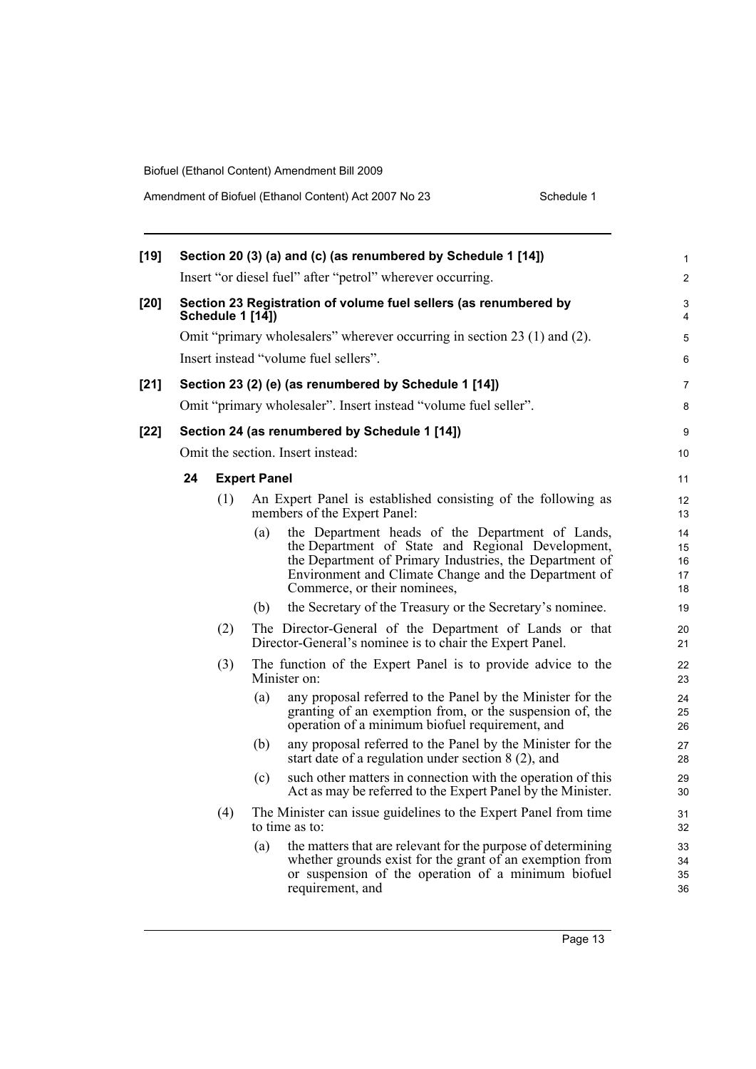**[19] Section 20 (3) (a) and (c) (as renumbered by Schedule 1 [14])**

Insert "or diesel fuel" after "petrol" wherever occurring.

**[20] Section 23 Registration of volume fuel sellers (as renumbered by Schedule 1 [14])**

Omit "primary wholesalers" wherever occurring in section 23 (1) and (2).

Insert instead "volume fuel sellers".

**[21] Section 23 (2) (e) (as renumbered by Schedule 1 [14])**

Omit "primary wholesaler". Insert instead "volume fuel seller".

**[22] Section 24 (as renumbered by Schedule 1 [14])**

Omit the section. Insert instead:

**24 Expert Panel**

(1) An Expert Panel is established consisting of the following as members of the Expert Panel:

(a) the Department heads of the Department of Lands, the Department of State and Regional Development, the Department of Primary Industries, the Department of Environment and Climate Change and the Department of Commerce, or their nominees,

(b) the Secretary of the Treasury or the Secretary's nominee.

(2) The Director-General of the Department of Lands or that Director-General's nominee is to chair the Expert Panel.

(3) The function of the Expert Panel is to provide advice to the Minister on:

(a) any proposal referred to the Panel by the Minister for the granting of an exemption from, or the suspension of, the operation of a minimum biofuel requirement, and

(b) any proposal referred to the Panel by the Minister for the start date of a regulation under section 8 (2), and

(c) such other matters in connection with the operation of this Act as may be referred to the Expert Panel by the Minister.

(4) The Minister can issue guidelines to the Expert Panel from time to time as to:

(a) the matters that are relevant for the purpose of determining whether grounds exist for the grant of an exemption from or suspension of the operation of a minimum biofuel requirement, and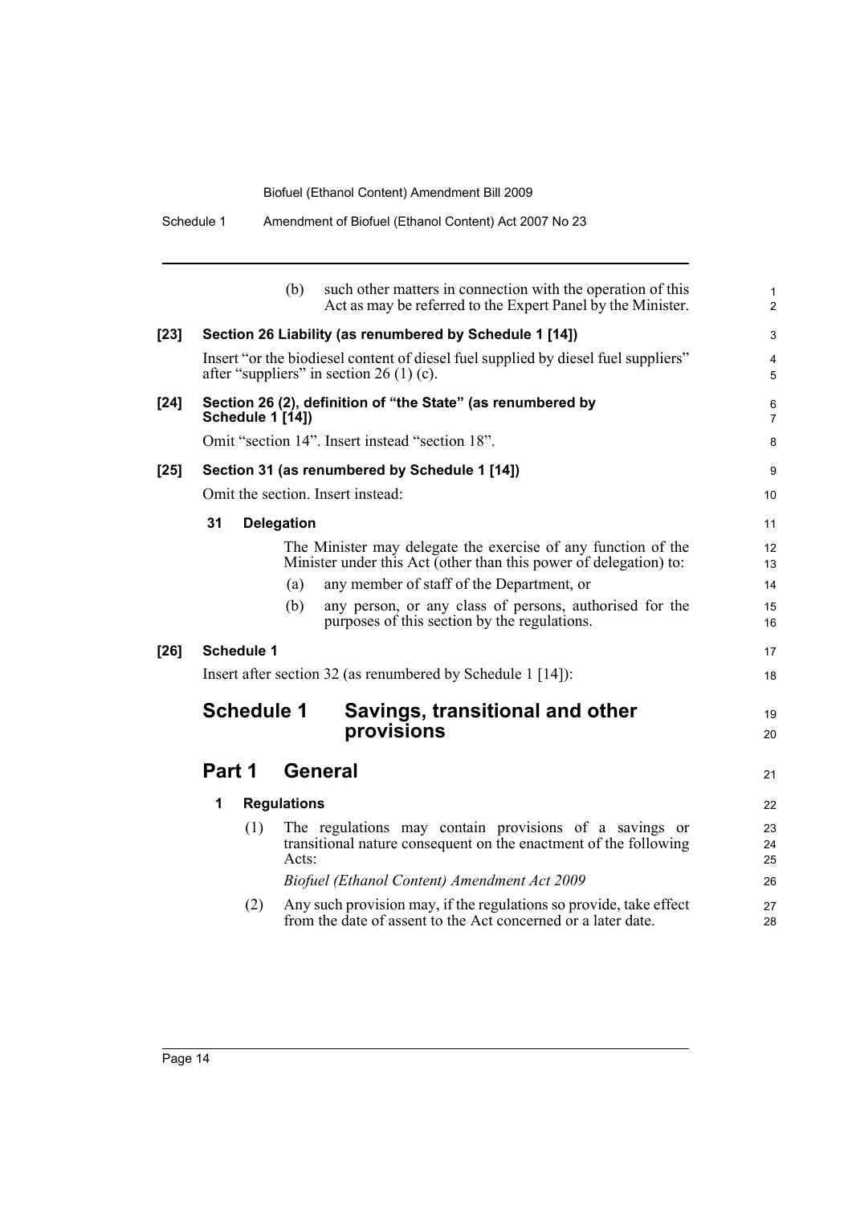(b) such other matters in connection with the operation of this Act as may be referred to the Expert Panel by the Minister.

**[23] Section 26 Liability (as renumbered by Schedule 1 [14])**

Insert "or the biodiesel content of diesel fuel supplied by diesel fuel suppliers" after "suppliers" in section 26 (1) (c).

**[24] Section 26 (2), definition of "the State" (as renumbered by Schedule 1 [14])**

Omit "section 14". Insert instead "section 18".

**[25] Section 31 (as renumbered by Schedule 1 [14])**

Omit the section. Insert instead:

**31 Delegation**

The Minister may delegate the exercise of any function of the Minister under this Act (other than this power of delegation) to:

(a) any member of staff of the Department, or

(b) any person, or any class of persons, authorised for the purposes of this section by the regulations.

**[26] Schedule 1**

Insert after section 32 (as renumbered by Schedule 1 [14]):

## Schedule 1 Savings, transitional and other provisions

## Part 1 General

**1 Regulations**

(1) The regulations may contain provisions of a savings or transitional nature consequent on the enactment of the following Acts:

*Biofuel (Ethanol Content) Amendment Act 2009*

(2) Any such provision may, if the regulations so provide, take effect from the date of assent to the Act concerned or a later date.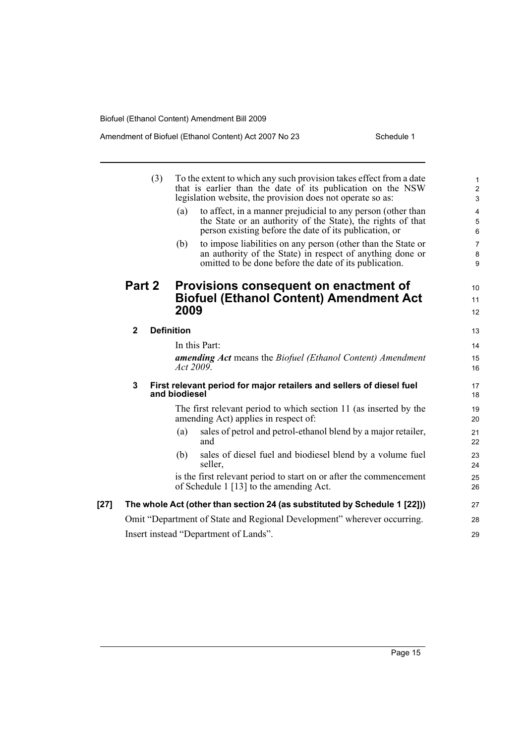(3) To the extent to which any such provision takes effect from a date that is earlier than the date of its publication on the NSW legislation website, the provision does not operate so as:

(a) to affect, in a manner prejudicial to any person (other than the State or an authority of the State), the rights of that person existing before the date of its publication, or

(b) to impose liabilities on any person (other than the State or an authority of the State) in respect of anything done or omitted to be done before the date of its publication.

## Part 2 Provisions consequent on enactment of Biofuel (Ethanol Content) Amendment Act 2009

### 2 Definition

In this Part:

***amending Act*** means the *Biofuel (Ethanol Content) Amendment Act 2009*.

### 3 First relevant period for major retailers and sellers of diesel fuel and biodiesel

The first relevant period to which section 11 (as inserted by the amending Act) applies in respect of:

(a) sales of petrol and petrol-ethanol blend by a major retailer, and

(b) sales of diesel fuel and biodiesel blend by a volume fuel seller,

is the first relevant period to start on or after the commencement of Schedule 1 [13] to the amending Act.

**[27] The whole Act (other than section 24 (as substituted by Schedule 1 [22]))**

Omit "Department of State and Regional Development" wherever occurring.

Insert instead "Department of Lands".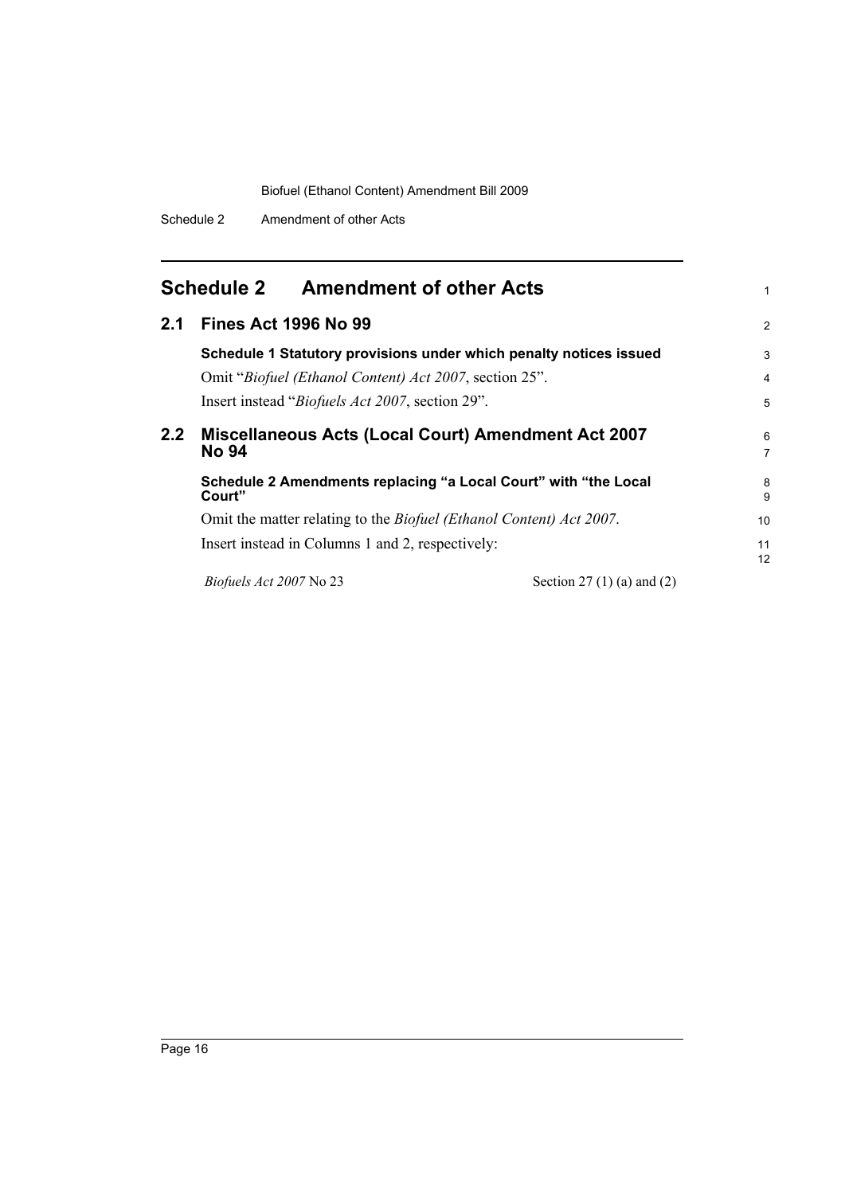# Schedule 2 Amendment of other Acts

## 2.1 Fines Act 1996 No 99

**Schedule 1 Statutory provisions under which penalty notices issued**

Omit "*Biofuel (Ethanol Content) Act 2007*, section 25".

Insert instead "*Biofuels Act 2007*, section 29".

## 2.2 Miscellaneous Acts (Local Court) Amendment Act 2007 No 94

**Schedule 2 Amendments replacing "a Local Court" with "the Local Court"**

Omit the matter relating to the *Biofuel (Ethanol Content) Act 2007*.

Insert instead in Columns 1 and 2, respectively:

| | |
|---|---|
| *Biofuels Act 2007* No 23 | Section 27 (1) (a) and (2) |